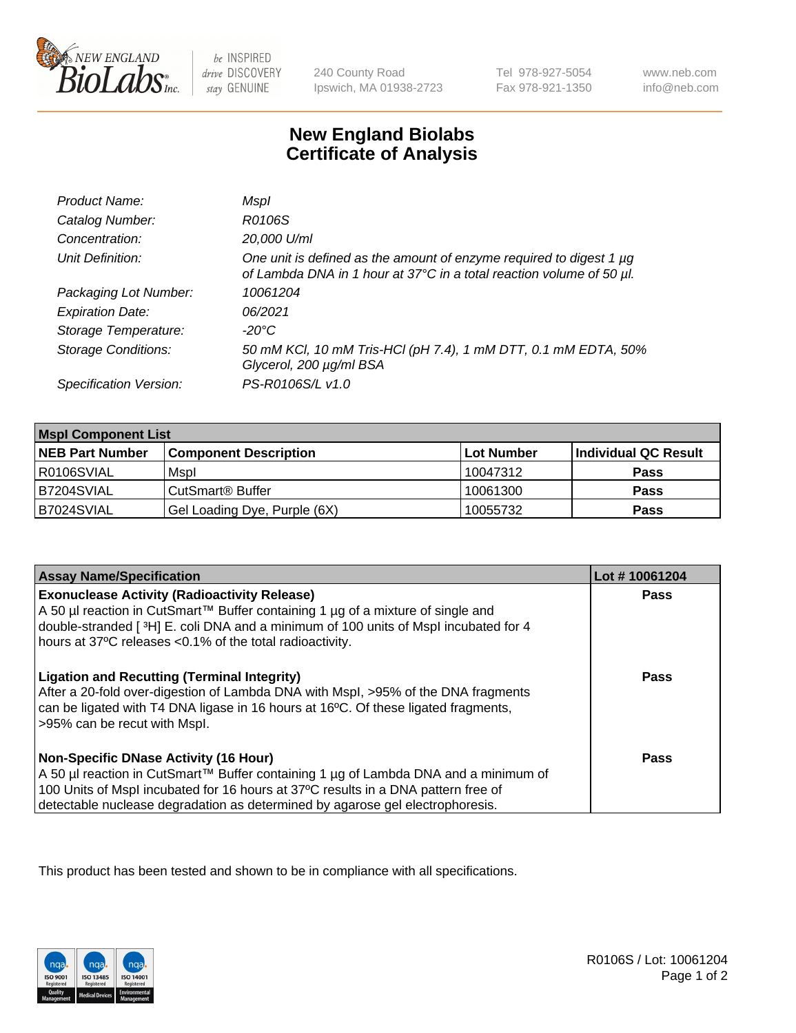# New England Biolabs
# Certificate of Analysis

| | |
|---|---|
| *Product Name:* | *MspI* |
| *Catalog Number:* | *R0106S* |
| *Concentration:* | *20,000 U/ml* |
| *Unit Definition:* | *One unit is defined as the amount of enzyme required to digest 1 µg of Lambda DNA in 1 hour at 37°C in a total reaction volume of 50 µl.* |
| *Packaging Lot Number:* | *10061204* |
| *Expiration Date:* | *06/2021* |
| *Storage Temperature:* | *-20°C* |
| *Storage Conditions:* | *50 mM KCl, 10 mM Tris-HCl (pH 7.4), 1 mM DTT, 0.1 mM EDTA, 50% Glycerol, 200 µg/ml BSA* |
| *Specification Version:* | *PS-R0106S/L v1.0* |

| MspI Component List | | | |
|---|---|---|---|
| **NEB Part Number** | **Component Description** | **Lot Number** | **Individual QC Result** |
| R0106SVIAL | MspI | 10047312 | **Pass** |
| B7204SVIAL | CutSmart® Buffer | 10061300 | **Pass** |
| B7024SVIAL | Gel Loading Dye, Purple (6X) | 10055732 | **Pass** |

| Assay Name/Specification | Lot # 10061204 |
|---|---|
| **Exonuclease Activity (Radioactivity Release)**<br>A 50 µl reaction in CutSmart™ Buffer containing 1 µg of a mixture of single and double-stranded [ $^{3}$H] E. coli DNA and a minimum of 100 units of MspI incubated for 4 hours at 37ºC releases <0.1% of the total radioactivity. | **Pass** |
| **Ligation and Recutting (Terminal Integrity)**<br>After a 20-fold over-digestion of Lambda DNA with MspI, >95% of the DNA fragments can be ligated with T4 DNA ligase in 16 hours at 16ºC. Of these ligated fragments, >95% can be recut with MspI. | **Pass** |
| **Non-Specific DNase Activity (16 Hour)**<br>A 50 µl reaction in CutSmart™ Buffer containing 1 µg of Lambda DNA and a minimum of 100 Units of MspI incubated for 16 hours at 37ºC results in a DNA pattern free of detectable nuclease degradation as determined by agarose gel electrophoresis. | **Pass** |

This product has been tested and shown to be in compliance with all specifications.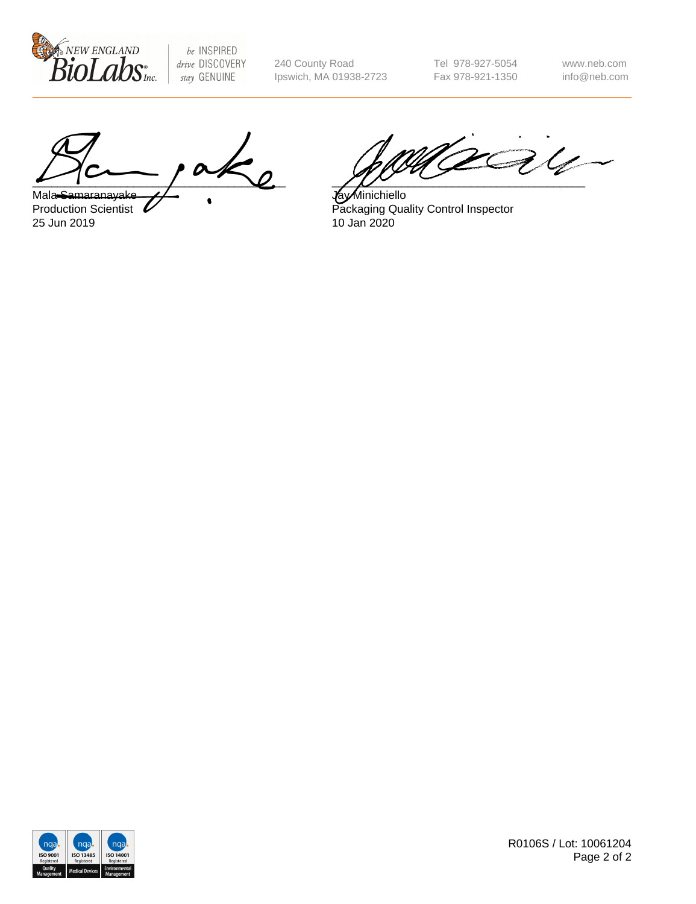NEW ENGLAND BioLabs Inc.

be INSPIRED
drive DISCOVERY
stay GENUINE

240 County Road
Ipswich, MA 01938-2723

Tel 978-927-5054
Fax 978-921-1350

www.neb.com
info@neb.com

Mala Samaranayake
Production Scientist
25 Jun 2019

Jay Minichiello
Packaging Quality Control Inspector
10 Jan 2020

nqa. ISO 9001 Registered Quality Management
nqa. ISO 13485 Registered Medical Devices
nqa. ISO 14001 Registered Environmental Management

R0106S / Lot: 10061204